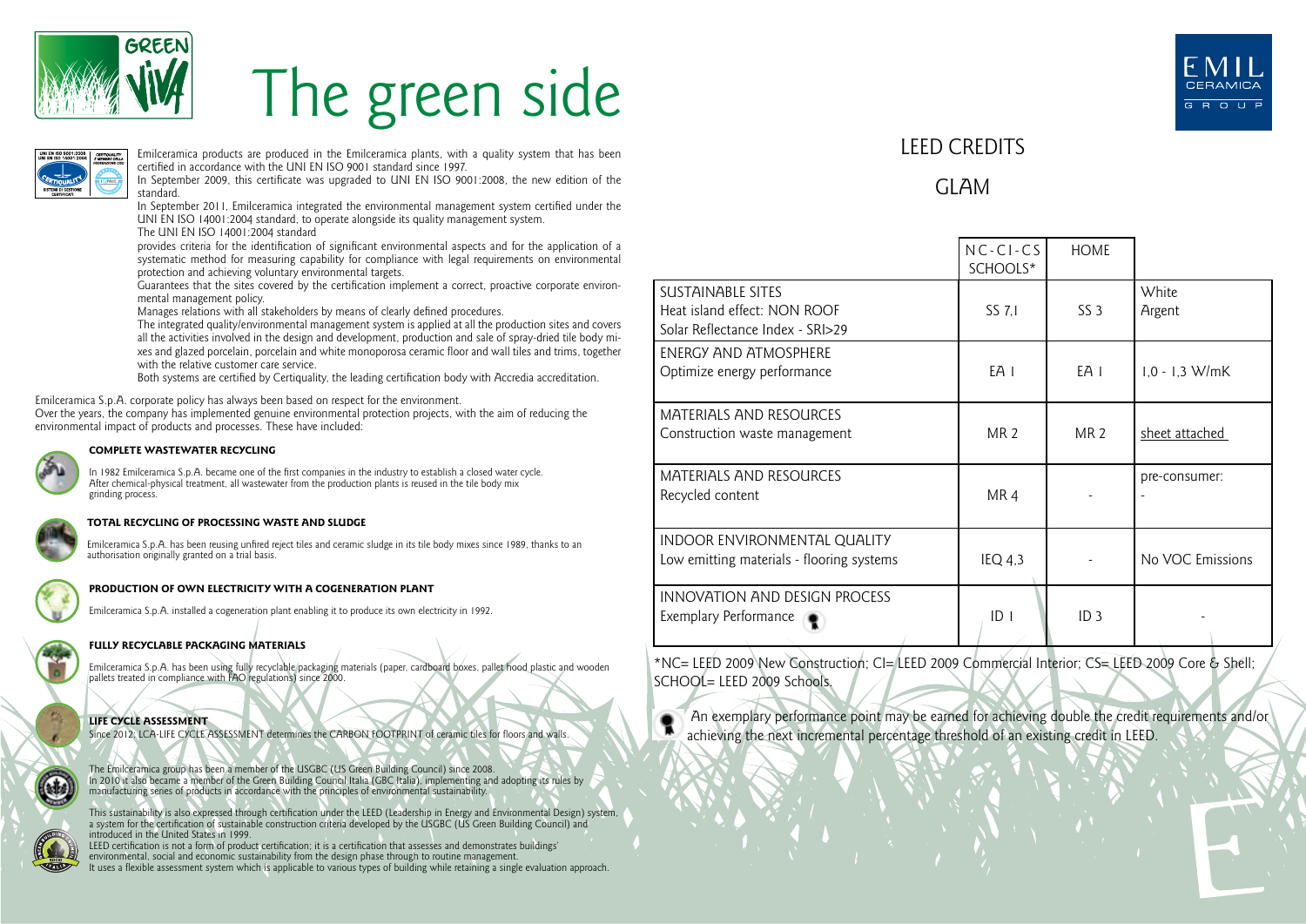# The green side

Emilceramica products are produced in the Emilceramica plants, with a quality system that has been certified in accordance with the UNI EN ISO 9001 standard since 1997.
In September 2009, this certificate was upgraded to UNI EN ISO 9001:2008, the new edition of the standard.
In September 2011, Emilceramica integrated the environmental management system certified under the UNI EN ISO 14001:2004 standard, to operate alongside its quality management system.
The UNI EN ISO 14001:2004 standard
provides criteria for the identification of significant environmental aspects and for the application of a systematic method for measuring capability for compliance with legal requirements on environmental protection and achieving voluntary environmental targets.
Guarantees that the sites covered by the certification implement a correct, proactive corporate environmental management policy.
Manages relations with all stakeholders by means of clearly defined procedures.
The integrated quality/environmental management system is applied at all the production sites and covers all the activities involved in the design and development, production and sale of spray-dried tile body mixes and glazed porcelain, porcelain and white monoporosa ceramic floor and wall tiles and trims, together with the relative customer care service.
Both systems are certified by Certiquality, the leading certification body with Accredia accreditation.

Emilceramica S.p.A. corporate policy has always been based on respect for the environment.
Over the years, the company has implemented genuine environmental protection projects, with the aim of reducing the environmental impact of products and processes. These have included:

**COMPLETE WASTEWATER RECYCLING**

In 1982 Emilceramica S.p.A. became one of the first companies in the industry to establish a closed water cycle. After chemical-physical treatment, all wastewater from the production plants is reused in the tile body mix grinding process.

**TOTAL RECYCLING OF PROCESSING WASTE AND SLUDGE**

Emilceramica S.p.A. has been reusing unfired reject tiles and ceramic sludge in its tile body mixes since 1989, thanks to an authorisation originally granted on a trial basis.

**PRODUCTION OF OWN ELECTRICITY WITH A COGENERATION PLANT**

Emilceramica S.p.A. installed a cogeneration plant enabling it to produce its own electricity in 1992.

**FULLY RECYCLABLE PACKAGING MATERIALS**

Emilceramica S.p.A. has been using fully recyclable packaging materials (paper, cardboard boxes, pallet hood plastic and wooden pallets treated in compliance with FAO regulations) since 2000.

**LIFE CYCLE ASSESSMENT**

Since 2012, LCA-LIFE CYCLE ASSESSMENT determines the CARBON FOOTPRINT of ceramic tiles for floors and walls.

The Emilceramica group has been a member of the USGBC (US Green Building Council) since 2008.
In 2010 it also became a member of the Green Building Council Italia (GBC Italia), implementing and adopting its rules by manufacturing series of products in accordance with the principles of environmental sustainability.

This sustainability is also expressed through certification under the LEED (Leadership in Energy and Environmental Design) system, a system for the certification of sustainable construction criteria developed by the USGBC (US Green Building Council) and introduced in the United States in 1999.
LEED certification is not a form of product certification; it is a certification that assesses and demonstrates buildings' environmental, social and economic sustainability from the design phase through to routine management.
It uses a flexible assessment system which is applicable to various types of building while retaining a single evaluation approach.

## LEED CREDITS

## GLAM

| | NC-CI-CS SCHOOLS* | HOME | |
|---|---|---|---|
| SUSTAINABLE SITES<br>Heat island effect: NON ROOF<br>Solar Reflectance Index - SRI>29 | SS 7,1 | SS 3 | White<br>Argent |
| ENERGY AND ATMOSPHERE<br>Optimize energy performance | EA 1 | EA 1 | 1,0 - 1,3 W/mK |
| MATERIALS AND RESOURCES<br>Construction waste management | MR 2 | MR 2 | sheet attached |
| MATERIALS AND RESOURCES<br>Recycled content | MR 4 | - | pre-consumer:<br>- |
| INDOOR ENVIRONMENTAL QUALITY<br>Low emitting materials - flooring systems | IEQ 4,3 | - | No VOC Emissions |
| INNOVATION AND DESIGN PROCESS<br>Exemplary Performance | ID 1 | ID 3 | - |

*NC= LEED 2009 New Construction; CI= LEED 2009 Commercial Interior; CS= LEED 2009 Core & Shell; SCHOOL= LEED 2009 Schools.

An exemplary performance point may be earned for achieving double the credit requirements and/or achieving the next incremental percentage threshold of an existing credit in LEED.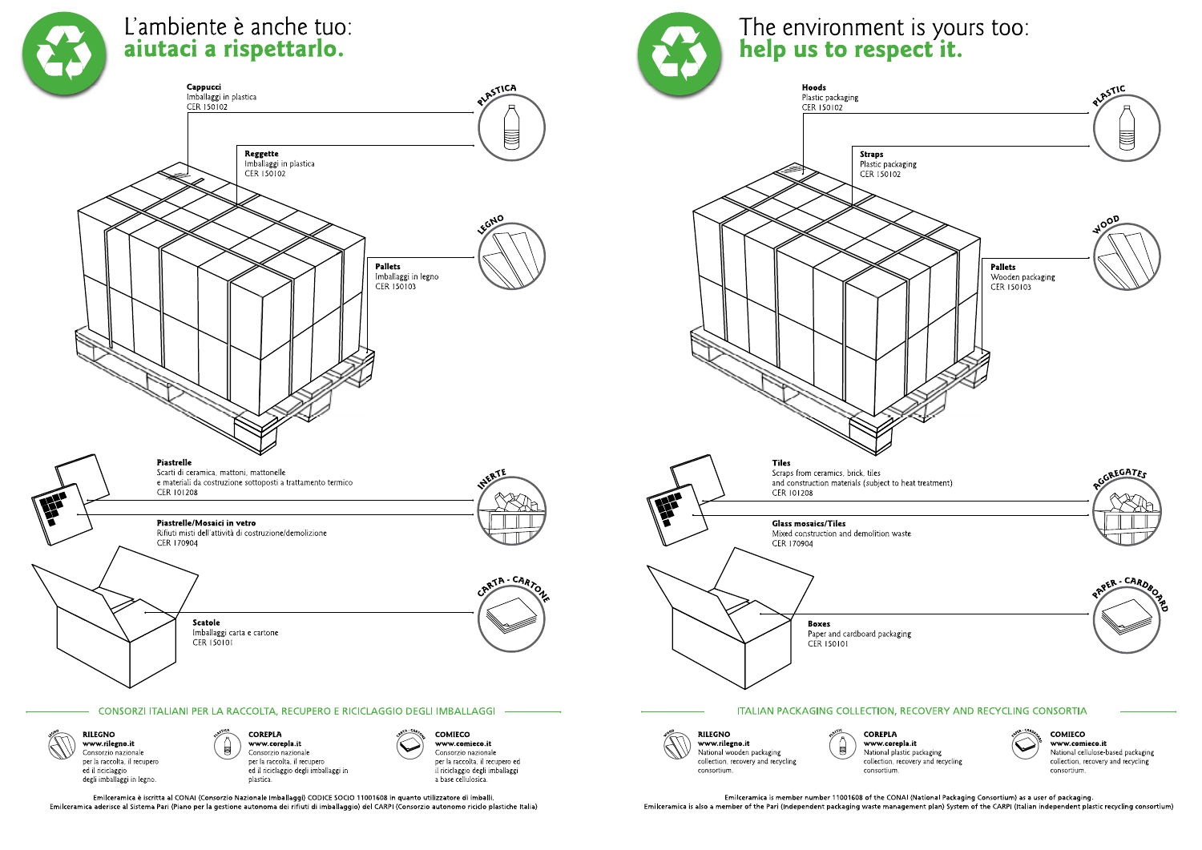# L'ambiente è anche tuo: **aiutaci a rispettarlo.**

**Cappucci**
Imballaggi in plastica
CER 150102

**Reggette**
Imballaggi in plastica
CER 150102

PLASTICA

**Pallets**
Imballaggi in legno
CER 150103

LEGNO

**Piastrelle**
Scarti di ceramica, mattoni, mattonelle
e materiali da costruzione sottoposti a trattamento termico
CER 101208

**Piastrelle/Mosaici in vetro**
Rifiuti misti dell'attività di costruzione/demolizione
CER 170904

INERTE

**Scatole**
Imballaggi carta e cartone
CER 150101

CARTA - CARTONE

## CONSORZI ITALIANI PER LA RACCOLTA, RECUPERO E RICICLAGGIO DEGLI IMBALLAGGI

**RILEGNO**
**www.rilegno.it**
Consorzio nazionale per la raccolta, il recupero ed il riciclaggio degli imballaggi in legno.

**COREPLA**
**www.corepla.it**
Consorzio nazionale per la raccolta, il recupero ed il riciclaggio degli imballaggi in plastica.

**COMIECO**
**www.comieco.it**
Consorzio nazionale per la raccolta, il recupero ed il riciclaggio degli imballaggi a base cellulosica.

Emilceramica è iscritta al CONAI (Consorzio Nazionale Imballaggi) CODICE SOCIO 11001608 in quanto utilizzatore di imballi.
Emilceramica aderisce al Sistema Pari (Piano per la gestione autonoma dei rifiuti di imballaggio) del CARPI (Consorzio autonomo riciclo plastiche Italia)

# The environment is yours too: **help us to respect it.**

**Hoods**
Plastic packaging
CER 150102

**Straps**
Plastic packaging
CER 150102

PLASTIC

**Pallets**
Wooden packaging
CER 150103

WOOD

**Tiles**
Scraps from ceramics, brick, tiles
and construction materials (subject to heat treatment)
CER 101208

**Glass mosaics/Tiles**
Mixed construction and demolition waste
CER 170904

AGGREGATES

**Boxes**
Paper and cardboard packaging
CER 150101

PAPER - CARDBOARD

## ITALIAN PACKAGING COLLECTION, RECOVERY AND RECYCLING CONSORTIA

**RILEGNO**
**www.rilegno.it**
National wooden packaging collection, recovery and recycling consortium.

**COREPLA**
**www.corepla.it**
National plastic packaging collection, recovery and recycling consortium.

**COMIECO**
**www.comieco.it**
National cellulose-based packaging collection, recovery and recycling consortium.

Emilceramica is member number 11001608 of the CONAI (National Packaging Consortium) as a user of packaging.
Emilceramica is also a member of the Pari (Independent packaging waste management plan) System of the CARPI (Italian independent plastic recycling consortium)